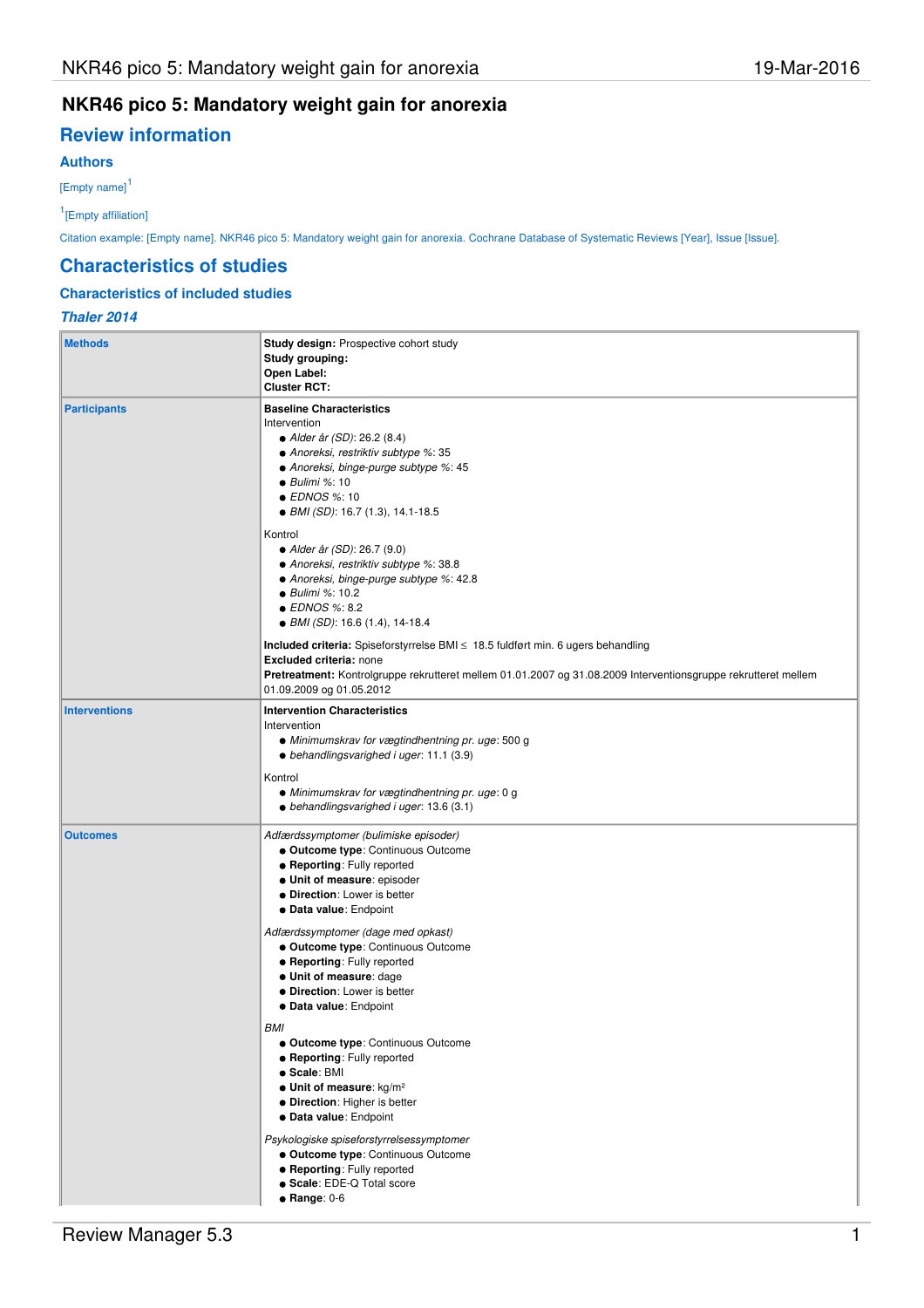# NKR46 pico 5: Mandatory weight gain for anorexia

## Review information

### Authors

[Empty name][1]

[1][Empty affiliation]

Citation example: [Empty name]. NKR46 pico 5: Mandatory weight gain for anorexia. Cochrane Database of Systematic Reviews [Year], Issue [Issue].

## Characteristics of studies

### Characteristics of included studies

#### *Thaler 2014*

| | |
|---|---|
| **Methods** | **Study design:** Prospective cohort study<br>**Study grouping:**<br>**Open Label:**<br>**Cluster RCT:** |
| **Participants** | **Baseline Characteristics**<br>Intervention<br>● *Alder år (SD)*: 26.2 (8.4)<br>● *Anoreksi, restriktiv subtype %*: 35<br>● *Anoreksi, binge-purge subtype %*: 45<br>● *Bulimi %*: 10<br>● *EDNOS %*: 10<br>● *BMI (SD)*: 16.7 (1.3), 14.1-18.5<br><br>Kontrol<br>● *Alder år (SD)*: 26.7 (9.0)<br>● *Anoreksi, restriktiv subtype %*: 38.8<br>● *Anoreksi, binge-purge subtype %*: 42.8<br>● *Bulimi %*: 10.2<br>● *EDNOS %*: 8.2<br>● *BMI (SD)*: 16.6 (1.4), 14-18.4<br><br>**Included criteria:** Spiseforstyrrelse BMI ≤ 18.5 fuldført min. 6 ugers behandling<br>**Excluded criteria:** none<br>**Pretreatment:** Kontrolgruppe rekrutteret mellem 01.01.2007 og 31.08.2009 Interventionsgruppe rekrutteret mellem 01.09.2009 og 01.05.2012 |
| **Interventions** | **Intervention Characteristics**<br>Intervention<br>● *Minimumskrav for vægtindhentning pr. uge*: 500 g<br>● *behandlingsvarighed i uger*: 11.1 (3.9)<br><br>Kontrol<br>● *Minimumskrav for vægtindhentning pr. uge*: 0 g<br>● *behandlingsvarighed i uger*: 13.6 (3.1) |
| **Outcomes** | *Adfærdssymptomer (bulimiske episoder)*<br>● **Outcome type**: Continuous Outcome<br>● **Reporting**: Fully reported<br>● **Unit of measure**: episoder<br>● **Direction**: Lower is better<br>● **Data value**: Endpoint<br><br>*Adfærdssymptomer (dage med opkast)*<br>● **Outcome type**: Continuous Outcome<br>● **Reporting**: Fully reported<br>● **Unit of measure**: dage<br>● **Direction**: Lower is better<br>● **Data value**: Endpoint<br><br>*BMI*<br>● **Outcome type**: Continuous Outcome<br>● **Reporting**: Fully reported<br>● **Scale**: BMI<br>● **Unit of measure**: kg/m²<br>● **Direction**: Higher is better<br>● **Data value**: Endpoint<br><br>*Psykologiske spiseforstyrrelsessymptomer*<br>● **Outcome type**: Continuous Outcome<br>● **Reporting**: Fully reported<br>● **Scale**: EDE-Q Total score<br>● **Range**: 0-6 |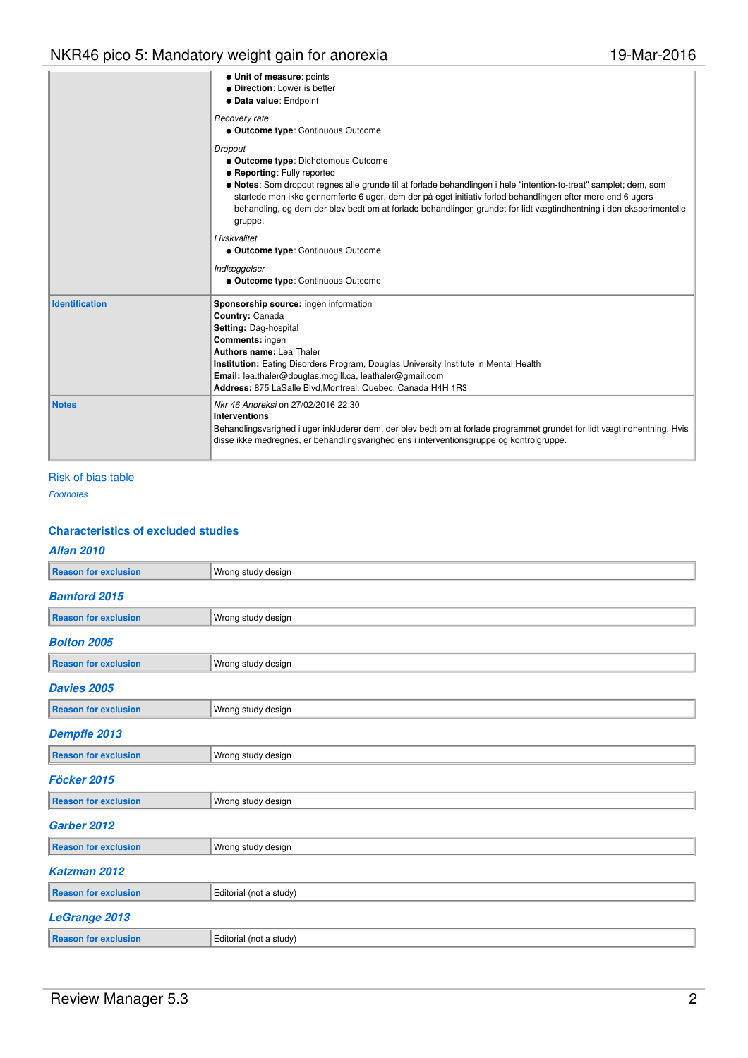| | |
|---|---|
| | ● **Unit of measure**: points<br>● **Direction**: Lower is better<br>● **Data value**: Endpoint<br><br>*Recovery rate*<br>● **Outcome type**: Continuous Outcome<br><br>*Dropout*<br>● **Outcome type**: Dichotomous Outcome<br>● **Reporting**: Fully reported<br>● **Notes**: Som dropout regnes alle grunde til at forlade behandlingen i hele "intention-to-treat" samplet; dem, som startede men ikke gennemførte 6 uger, dem der på eget initiativ forlod behandlingen efter mere end 6 ugers behandling, og dem der blev bedt om at forlade behandlingen grundet for lidt vægtindhentning i den eksperimentelle gruppe.<br><br>*Livskvalitet*<br>● **Outcome type**: Continuous Outcome<br><br>*Indlæggelser*<br>● **Outcome type**: Continuous Outcome |
| **Identification** | **Sponsorship source:** ingen information<br>**Country:** Canada<br>**Setting:** Dag-hospital<br>**Comments:** ingen<br>**Authors name:** Lea Thaler<br>**Institution:** Eating Disorders Program, Douglas University Institute in Mental Health<br>**Email:** lea.thaler@douglas.mcgill.ca, leathaler@gmail.com<br>**Address:** 875 LaSalle Blvd,Montreal, Quebec, Canada H4H 1R3 |
| **Notes** | *Nkr 46 Anoreksi* on 27/02/2016 22:30<br>**Interventions**<br>Behandlingsvarighed i uger inkluderer dem, der blev bedt om at forlade programmet grundet for lidt vægtindhentning. Hvis disse ikke medregnes, er behandlingsvarighed ens i interventionsgruppe og kontrolgruppe. |

Risk of bias table

*Footnotes*

## Characteristics of excluded studies

### *Allan 2010*

| | |
|---|---|
| **Reason for exclusion** | Wrong study design |

### *Bamford 2015*

| | |
|---|---|
| **Reason for exclusion** | Wrong study design |

### *Bolton 2005*

| | |
|---|---|
| **Reason for exclusion** | Wrong study design |

### *Davies 2005*

| | |
|---|---|
| **Reason for exclusion** | Wrong study design |

### *Dempfle 2013*

| | |
|---|---|
| **Reason for exclusion** | Wrong study design |

### *Föcker 2015*

| | |
|---|---|
| **Reason for exclusion** | Wrong study design |

### *Garber 2012*

| | |
|---|---|
| **Reason for exclusion** | Wrong study design |

### *Katzman 2012*

| | |
|---|---|
| **Reason for exclusion** | Editorial (not a study) |

### *LeGrange 2013*

| | |
|---|---|
| **Reason for exclusion** | Editorial (not a study) |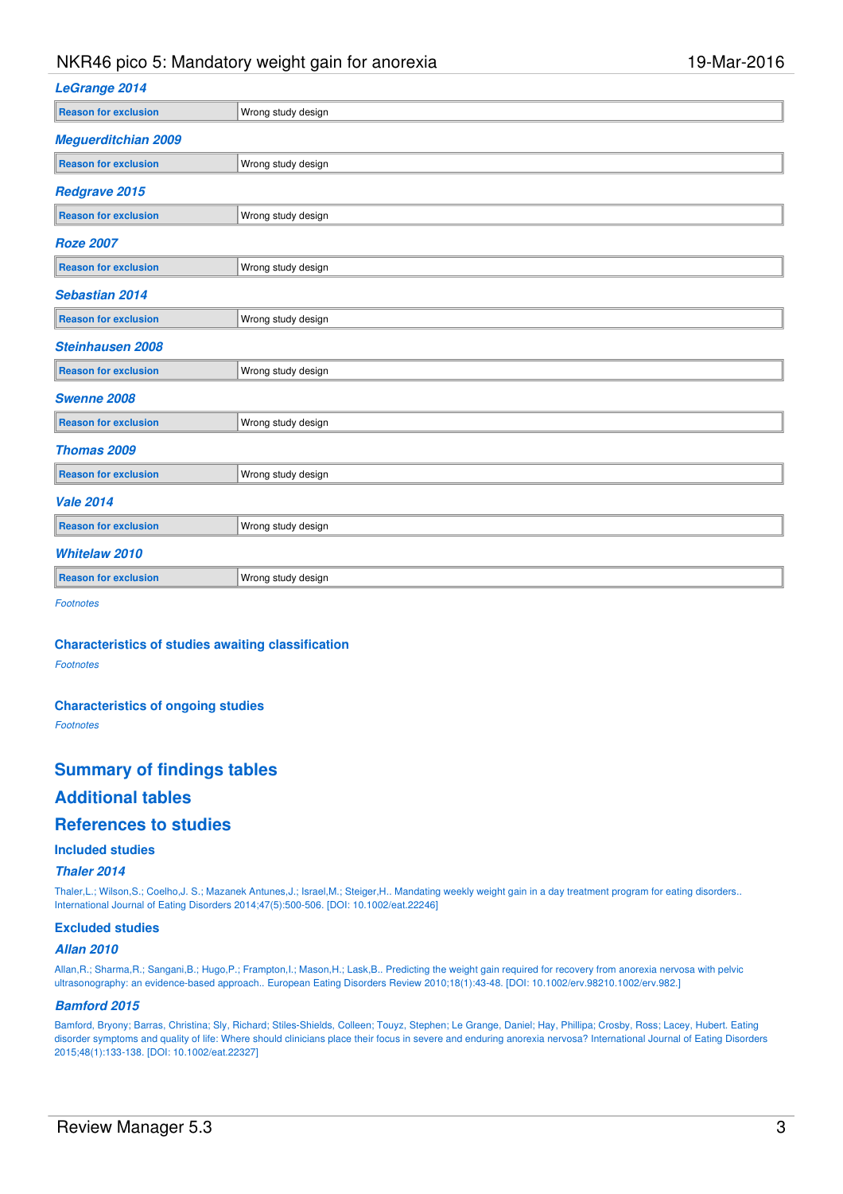### LeGrange 2014

| Reason for exclusion | Wrong study design |
| --- | --- |

### Meguerditchian 2009

| Reason for exclusion | Wrong study design |
| --- | --- |

### Redgrave 2015

| Reason for exclusion | Wrong study design |
| --- | --- |

### Roze 2007

| Reason for exclusion | Wrong study design |
| --- | --- |

### Sebastian 2014

| Reason for exclusion | Wrong study design |
| --- | --- |

### Steinhausen 2008

| Reason for exclusion | Wrong study design |
| --- | --- |

### Swenne 2008

| Reason for exclusion | Wrong study design |
| --- | --- |

### Thomas 2009

| Reason for exclusion | Wrong study design |
| --- | --- |

### Vale 2014

| Reason for exclusion | Wrong study design |
| --- | --- |

### Whitelaw 2010

| Reason for exclusion | Wrong study design |
| --- | --- |

*Footnotes*

## Characteristics of studies awaiting classification

*Footnotes*

## Characteristics of ongoing studies

*Footnotes*

# Summary of findings tables

# Additional tables

# References to studies

## Included studies

### Thaler 2014

Thaler,L.; Wilson,S.; Coelho,J. S.; Mazanek Antunes,J.; Israel,M.; Steiger,H.. Mandating weekly weight gain in a day treatment program for eating disorders.. International Journal of Eating Disorders 2014;47(5):500-506. [DOI: 10.1002/eat.22246]

## Excluded studies

### Allan 2010

Allan,R.; Sharma,R.; Sangani,B.; Hugo,P.; Frampton,I.; Mason,H.; Lask,B.. Predicting the weight gain required for recovery from anorexia nervosa with pelvic ultrasonography: an evidence-based approach.. European Eating Disorders Review 2010;18(1):43-48. [DOI: 10.1002/erv.98210.1002/erv.982.]

### Bamford 2015

Bamford, Bryony; Barras, Christina; Sly, Richard; Stiles-Shields, Colleen; Touyz, Stephen; Le Grange, Daniel; Hay, Phillipa; Crosby, Ross; Lacey, Hubert. Eating disorder symptoms and quality of life: Where should clinicians place their focus in severe and enduring anorexia nervosa? International Journal of Eating Disorders 2015;48(1):133-138. [DOI: 10.1002/eat.22327]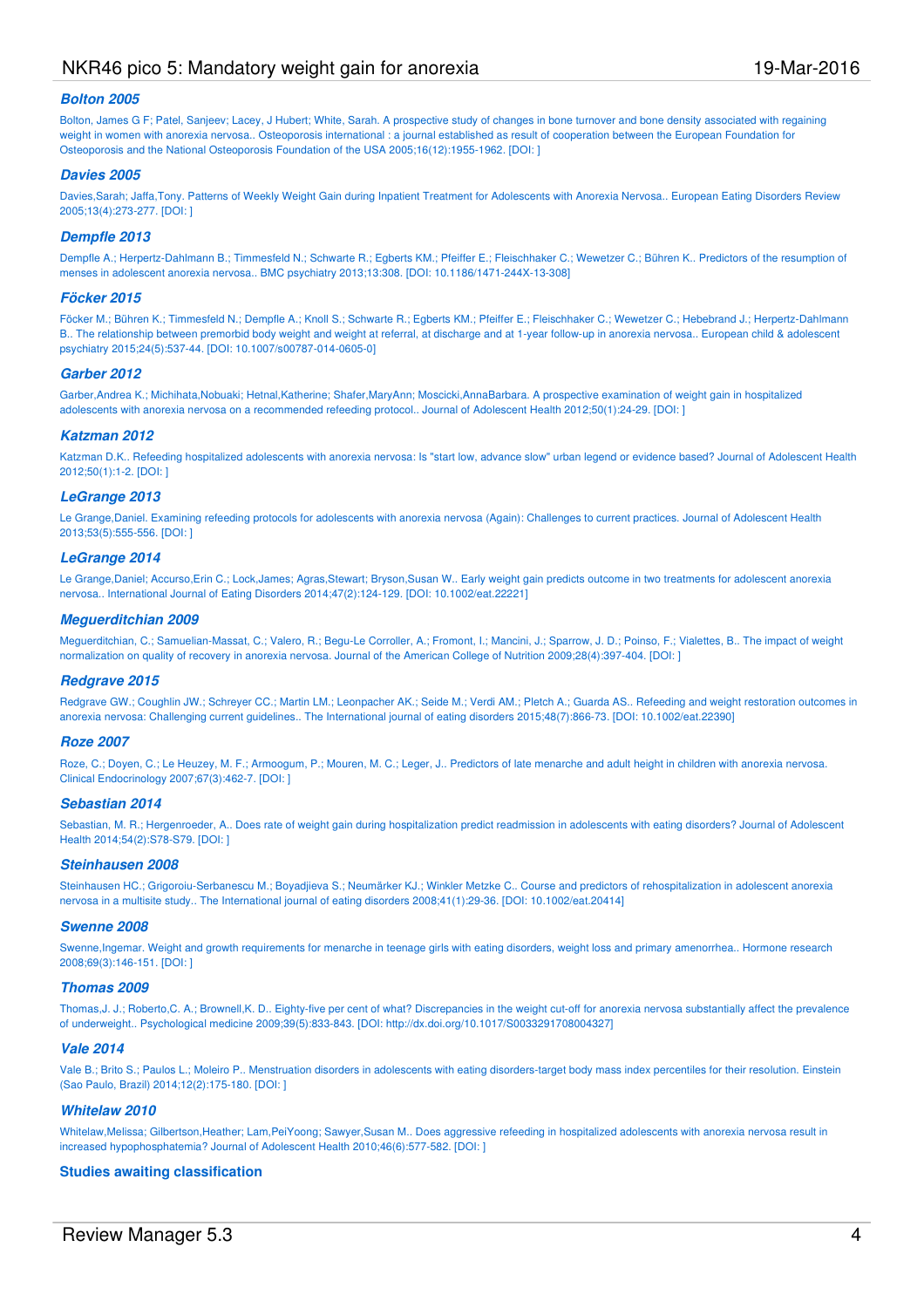### *Bolton 2005*

Bolton, James G F; Patel, Sanjeev; Lacey, J Hubert; White, Sarah. A prospective study of changes in bone turnover and bone density associated with regaining weight in women with anorexia nervosa.. Osteoporosis international : a journal established as result of cooperation between the European Foundation for Osteoporosis and the National Osteoporosis Foundation of the USA 2005;16(12):1955-1962. [DOI: ]

### *Davies 2005*

Davies,Sarah; Jaffa,Tony. Patterns of Weekly Weight Gain during Inpatient Treatment for Adolescents with Anorexia Nervosa.. European Eating Disorders Review 2005;13(4):273-277. [DOI: ]

### *Dempfle 2013*

Dempfle A.; Herpertz-Dahlmann B.; Timmesfeld N.; Schwarte R.; Egberts KM.; Pfeiffer E.; Fleischhaker C.; Wewetzer C.; Bühren K.. Predictors of the resumption of menses in adolescent anorexia nervosa.. BMC psychiatry 2013;13:308. [DOI: 10.1186/1471-244X-13-308]

### *Föcker 2015*

Föcker M.; Bühren K.; Timmesfeld N.; Dempfle A.; Knoll S.; Schwarte R.; Egberts KM.; Pfeiffer E.; Fleischhaker C.; Wewetzer C.; Hebebrand J.; Herpertz-Dahlmann B.. The relationship between premorbid body weight and weight at referral, at discharge and at 1-year follow-up in anorexia nervosa.. European child & adolescent psychiatry 2015;24(5):537-44. [DOI: 10.1007/s00787-014-0605-0]

### *Garber 2012*

Garber,Andrea K.; Michihata,Nobuaki; Hetnal,Katherine; Shafer,MaryAnn; Moscicki,AnnaBarbara. A prospective examination of weight gain in hospitalized adolescents with anorexia nervosa on a recommended refeeding protocol.. Journal of Adolescent Health 2012;50(1):24-29. [DOI: ]

### *Katzman 2012*

Katzman D.K.. Refeeding hospitalized adolescents with anorexia nervosa: Is "start low, advance slow" urban legend or evidence based? Journal of Adolescent Health 2012;50(1):1-2. [DOI: ]

### *LeGrange 2013*

Le Grange,Daniel. Examining refeeding protocols for adolescents with anorexia nervosa (Again): Challenges to current practices. Journal of Adolescent Health 2013;53(5):555-556. [DOI: ]

### *LeGrange 2014*

Le Grange,Daniel; Accurso,Erin C.; Lock,James; Agras,Stewart; Bryson,Susan W.. Early weight gain predicts outcome in two treatments for adolescent anorexia nervosa.. International Journal of Eating Disorders 2014;47(2):124-129. [DOI: 10.1002/eat.22221]

### *Meguerditchian 2009*

Meguerditchian, C.; Samuelian-Massat, C.; Valero, R.; Begu-Le Corroller, A.; Fromont, I.; Mancini, J.; Sparrow, J. D.; Poinso, F.; Vialettes, B.. The impact of weight normalization on quality of recovery in anorexia nervosa. Journal of the American College of Nutrition 2009;28(4):397-404. [DOI: ]

### *Redgrave 2015*

Redgrave GW.; Coughlin JW.; Schreyer CC.; Martin LM.; Leonpacher AK.; Seide M.; Verdi AM.; Pletch A.; Guarda AS.. Refeeding and weight restoration outcomes in anorexia nervosa: Challenging current guidelines.. The International journal of eating disorders 2015;48(7):866-73. [DOI: 10.1002/eat.22390]

### *Roze 2007*

Roze, C.; Doyen, C.; Le Heuzey, M. F.; Armoogum, P.; Mouren, M. C.; Leger, J.. Predictors of late menarche and adult height in children with anorexia nervosa. Clinical Endocrinology 2007;67(3):462-7. [DOI: ]

### *Sebastian 2014*

Sebastian, M. R.; Hergenroeder, A.. Does rate of weight gain during hospitalization predict readmission in adolescents with eating disorders? Journal of Adolescent Health 2014;54(2):S78-S79. [DOI: ]

### *Steinhausen 2008*

Steinhausen HC.; Grigoroiu-Serbanescu M.; Boyadjieva S.; Neumärker KJ.; Winkler Metzke C.. Course and predictors of rehospitalization in adolescent anorexia nervosa in a multisite study.. The International journal of eating disorders 2008;41(1):29-36. [DOI: 10.1002/eat.20414]

### *Swenne 2008*

Swenne,Ingemar. Weight and growth requirements for menarche in teenage girls with eating disorders, weight loss and primary amenorrhea.. Hormone research 2008;69(3):146-151. [DOI: ]

### *Thomas 2009*

Thomas,J. J.; Roberto,C. A.; Brownell,K. D.. Eighty-five per cent of what? Discrepancies in the weight cut-off for anorexia nervosa substantially affect the prevalence of underweight.. Psychological medicine 2009;39(5):833-843. [DOI: http://dx.doi.org/10.1017/S0033291708004327]

### *Vale 2014*

Vale B.; Brito S.; Paulos L.; Moleiro P.. Menstruation disorders in adolescents with eating disorders-target body mass index percentiles for their resolution. Einstein (Sao Paulo, Brazil) 2014;12(2):175-180. [DOI: ]

### *Whitelaw 2010*

Whitelaw,Melissa; Gilbertson,Heather; Lam,PeiYoong; Sawyer,Susan M.. Does aggressive refeeding in hospitalized adolescents with anorexia nervosa result in increased hypophosphatemia? Journal of Adolescent Health 2010;46(6):577-582. [DOI: ]

## Studies awaiting classification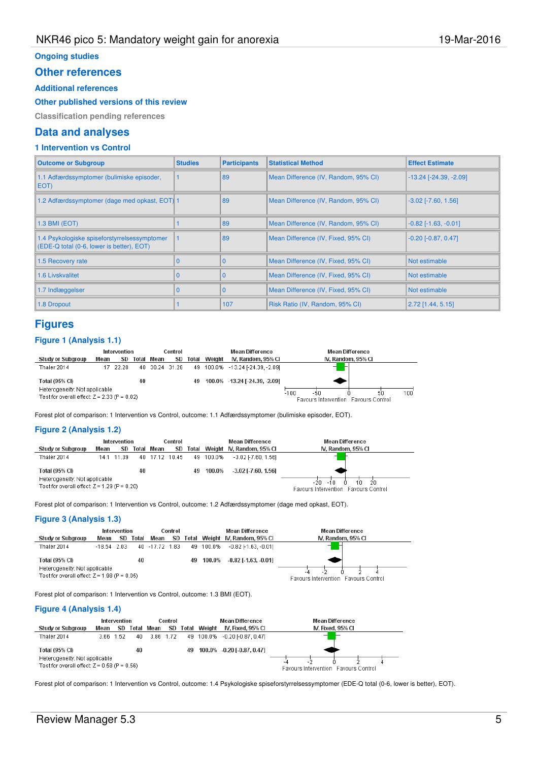## Ongoing studies

# Other references

## Additional references

## Other published versions of this review

## Classification pending references

# Data and analyses

### 1 Intervention vs Control

| Outcome or Subgroup | Studies | Participants | Statistical Method | Effect Estimate |
|---|---|---|---|---|
| 1.1 Adfærdssymptomer (bulimiske episoder, EOT) | 1 | 89 | Mean Difference (IV, Random, 95% CI) | -13.24 [-24.39, -2.09] |
| 1.2 Adfærdssymptomer (dage med opkast, EOT) | 1 | 89 | Mean Difference (IV, Random, 95% CI) | -3.02 [-7.60, 1.56] |
| 1.3 BMI (EOT) | 1 | 89 | Mean Difference (IV, Random, 95% CI) | -0.82 [-1.63, -0.01] |
| 1.4 Psykologiske spiseforstyrrelsessymptomer (EDE-Q total (0-6, lower is better), EOT) | 1 | 89 | Mean Difference (IV, Fixed, 95% CI) | -0.20 [-0.87, 0.47] |
| 1.5 Recovery rate | 0 | 0 | Mean Difference (IV, Fixed, 95% CI) | Not estimable |
| 1.6 Livskvalitet | 0 | 0 | Mean Difference (IV, Fixed, 95% CI) | Not estimable |
| 1.7 Indlæggelser | 0 | 0 | Mean Difference (IV, Fixed, 95% CI) | Not estimable |
| 1.8 Dropout | 1 | 107 | Risk Ratio (IV, Random, 95% CI) | 2.72 [1.44, 5.15] |

# Figures

## Figure 1 (Analysis 1.1)

| Study or Subgroup | Intervention Mean | Intervention SD | Intervention Total | Control Mean | Control SD | Control Total | Weight | Mean Difference IV, Random, 95% CI |
|---|---|---|---|---|---|---|---|---|
| Thaler 2014 | 17 | 22.28 | 40 | 30.24 | 31.26 | 49 | 100.0% | -13.24 [-24.39, -2.09] |
| **Total (95% CI)** | | | **40** | | | **49** | **100.0%** | **-13.24 [-24.39, -2.09]** |

Heterogeneity: Not applicable
Test for overall effect: Z = 2.33 (P = 0.02)

Axis: -100, -50, 0, 50, 100 — Favours Intervention / Favours Control

Forest plot of comparison: 1 Intervention vs Control, outcome: 1.1 Adfærdssymptomer (bulimiske episoder, EOT).

## Figure 2 (Analysis 1.2)

| Study or Subgroup | Intervention Mean | Intervention SD | Intervention Total | Control Mean | Control SD | Control Total | Weight | Mean Difference IV, Random, 95% CI |
|---|---|---|---|---|---|---|---|---|
| Thaler 2014 | 14.1 | 11.39 | 40 | 17.12 | 10.45 | 49 | 100.0% | -3.02 [-7.60, 1.56] |
| **Total (95% CI)** | | | **40** | | | **49** | **100.0%** | **-3.02 [-7.60, 1.56]** |

Heterogeneity: Not applicable
Test for overall effect: Z = 1.29 (P = 0.20)

Axis: -20, -10, 0, 10, 20 — Favours Intervention / Favours Control

Forest plot of comparison: 1 Intervention vs Control, outcome: 1.2 Adfærdssymptomer (dage med opkast, EOT).

## Figure 3 (Analysis 1.3)

| Study or Subgroup | Intervention Mean | Intervention SD | Intervention Total | Control Mean | Control SD | Control Total | Weight | Mean Difference IV, Random, 95% CI |
|---|---|---|---|---|---|---|---|---|
| Thaler 2014 | -18.54 | 2.03 | 40 | -17.72 | 1.83 | 49 | 100.0% | -0.82 [-1.63, -0.01] |
| **Total (95% CI)** | | | **40** | | | **49** | **100.0%** | **-0.82 [-1.63, -0.01]** |

Heterogeneity: Not applicable
Test for overall effect: Z = 1.98 (P = 0.05)

Axis: -4, -2, 0, 2, 4 — Favours Intervention / Favours Control

Forest plot of comparison: 1 Intervention vs Control, outcome: 1.3 BMI (EOT).

## Figure 4 (Analysis 1.4)

| Study or Subgroup | Intervention Mean | Intervention SD | Intervention Total | Control Mean | Control SD | Control Total | Weight | Mean Difference IV, Fixed, 95% CI |
|---|---|---|---|---|---|---|---|---|
| Thaler 2014 | 3.66 | 1.52 | 40 | 3.86 | 1.72 | 49 | 100.0% | -0.20 [-0.87, 0.47] |
| **Total (95% CI)** | | | **40** | | | **49** | **100.0%** | **-0.20 [-0.87, 0.47]** |

Heterogeneity: Not applicable
Test for overall effect: Z = 0.59 (P = 0.56)

Axis: -4, -2, 0, 2, 4 — Favours Intervention / Favours Control

Forest plot of comparison: 1 Intervention vs Control, outcome: 1.4 Psykologiske spiseforstyrrelsessymptomer (EDE-Q total (0-6, lower is better), EOT).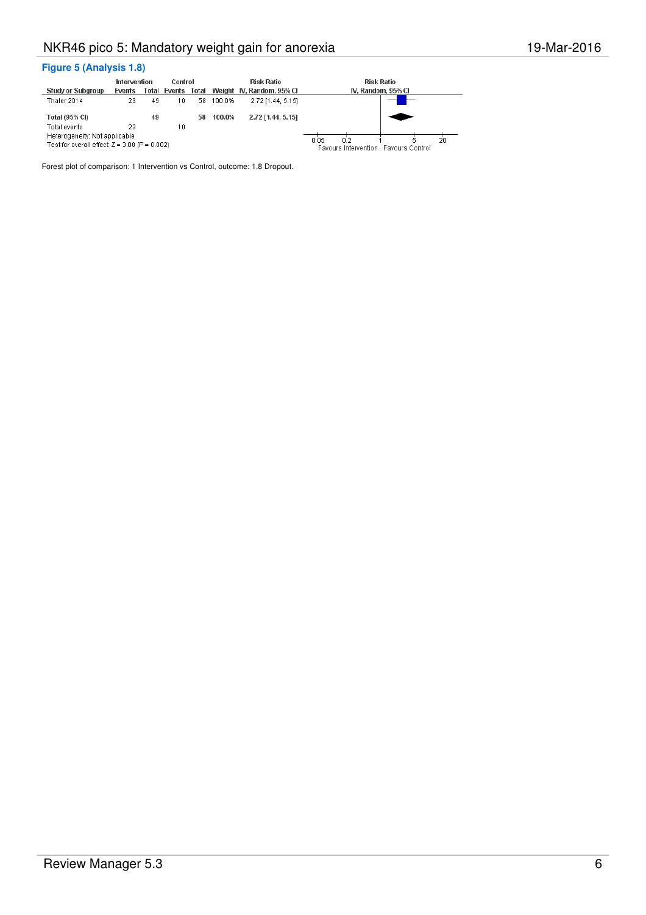**Figure 5 (Analysis 1.8)**

| | Intervention | | Control | | | Risk Ratio |
|---|---|---|---|---|---|---|
| Study or Subgroup | Events | Total | Events | Total | Weight | IV, Random, 95% CI |
| Thaler 2014 | 23 | 49 | 10 | 58 | 100.0% | 2.72 [1.44, 5.15] |
| **Total (95% CI)** | | **49** | | **58** | **100.0%** | **2.72 [1.44, 5.15]** |
| Total events | 23 | | 10 | | | |
| Heterogeneity: Not applicable | | | | | | |
| Test for overall effect: Z = 3.08 (P = 0.002) | | | | | | |

Risk Ratio
IV, Random, 95% CI
0.05
0.2
1
5
20
Favours Intervention
Favours Control

Forest plot of comparison: 1 Intervention vs Control, outcome: 1.8 Dropout.